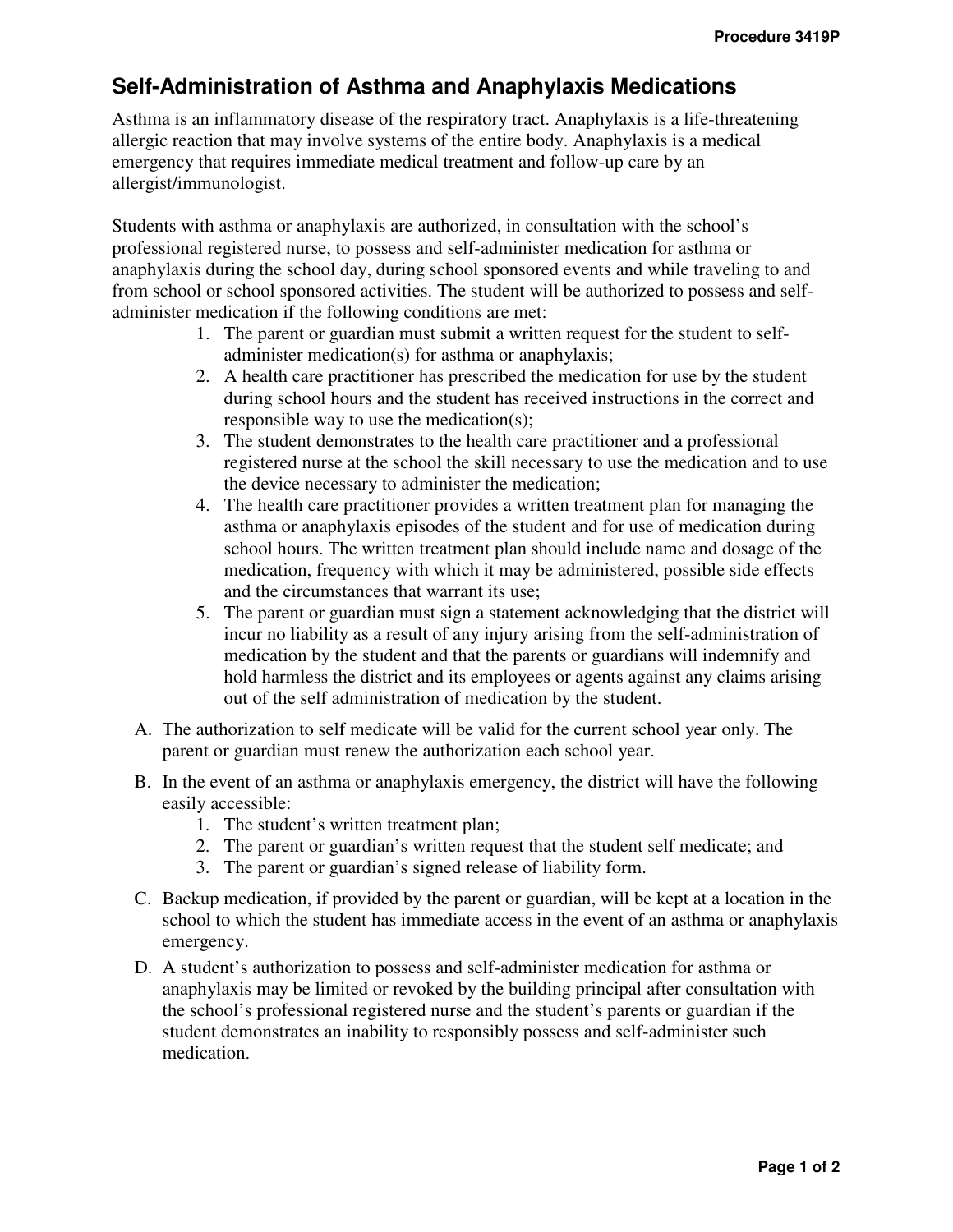# Self-Administration of Asthma and Anaphylaxis Medications

Asthma is an inflammatory disease of the respiratory tract. Anaphylaxis is a life-threatening allergic reaction that may involve systems of the entire body. Anaphylaxis is a medical emergency that requires immediate medical treatment and follow-up care by an allergist/immunologist.

Students with asthma or anaphylaxis are authorized, in consultation with the school's professional registered nurse, to possess and self-administer medication for asthma or anaphylaxis during the school day, during school sponsored events and while traveling to and from school or school sponsored activities. The student will be authorized to possess and self-administer medication if the following conditions are met:

1. The parent or guardian must submit a written request for the student to self-administer medication(s) for asthma or anaphylaxis;
2. A health care practitioner has prescribed the medication for use by the student during school hours and the student has received instructions in the correct and responsible way to use the medication(s);
3. The student demonstrates to the health care practitioner and a professional registered nurse at the school the skill necessary to use the medication and to use the device necessary to administer the medication;
4. The health care practitioner provides a written treatment plan for managing the asthma or anaphylaxis episodes of the student and for use of medication during school hours. The written treatment plan should include name and dosage of the medication, frequency with which it may be administered, possible side effects and the circumstances that warrant its use;
5. The parent or guardian must sign a statement acknowledging that the district will incur no liability as a result of any injury arising from the self-administration of medication by the student and that the parents or guardians will indemnify and hold harmless the district and its employees or agents against any claims arising out of the self administration of medication by the student.

A. The authorization to self medicate will be valid for the current school year only. The parent or guardian must renew the authorization each school year.

B. In the event of an asthma or anaphylaxis emergency, the district will have the following easily accessible:
   1. The student's written treatment plan;
   2. The parent or guardian's written request that the student self medicate; and
   3. The parent or guardian's signed release of liability form.

C. Backup medication, if provided by the parent or guardian, will be kept at a location in the school to which the student has immediate access in the event of an asthma or anaphylaxis emergency.

D. A student's authorization to possess and self-administer medication for asthma or anaphylaxis may be limited or revoked by the building principal after consultation with the school's professional registered nurse and the student's parents or guardian if the student demonstrates an inability to responsibly possess and self-administer such medication.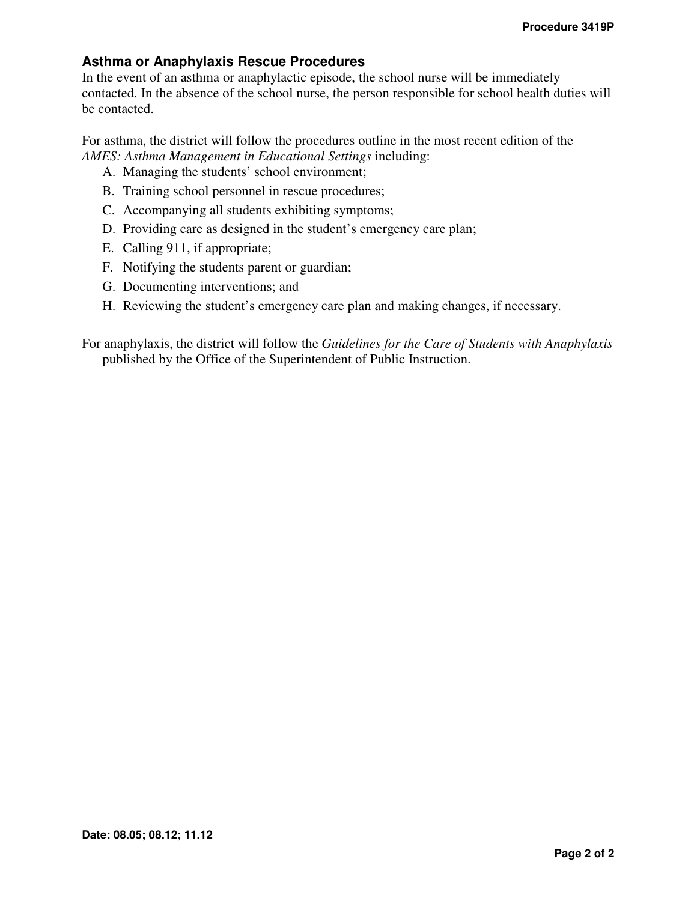## Asthma or Anaphylaxis Rescue Procedures

In the event of an asthma or anaphylactic episode, the school nurse will be immediately contacted. In the absence of the school nurse, the person responsible for school health duties will be contacted.

For asthma, the district will follow the procedures outline in the most recent edition of the *AMES: Asthma Management in Educational Settings* including:

A. Managing the students' school environment;
B. Training school personnel in rescue procedures;
C. Accompanying all students exhibiting symptoms;
D. Providing care as designed in the student's emergency care plan;
E. Calling 911, if appropriate;
F. Notifying the students parent or guardian;
G. Documenting interventions; and
H. Reviewing the student's emergency care plan and making changes, if necessary.

For anaphylaxis, the district will follow the *Guidelines for the Care of Students with Anaphylaxis* published by the Office of the Superintendent of Public Instruction.

**Date: 08.05; 08.12; 11.12**